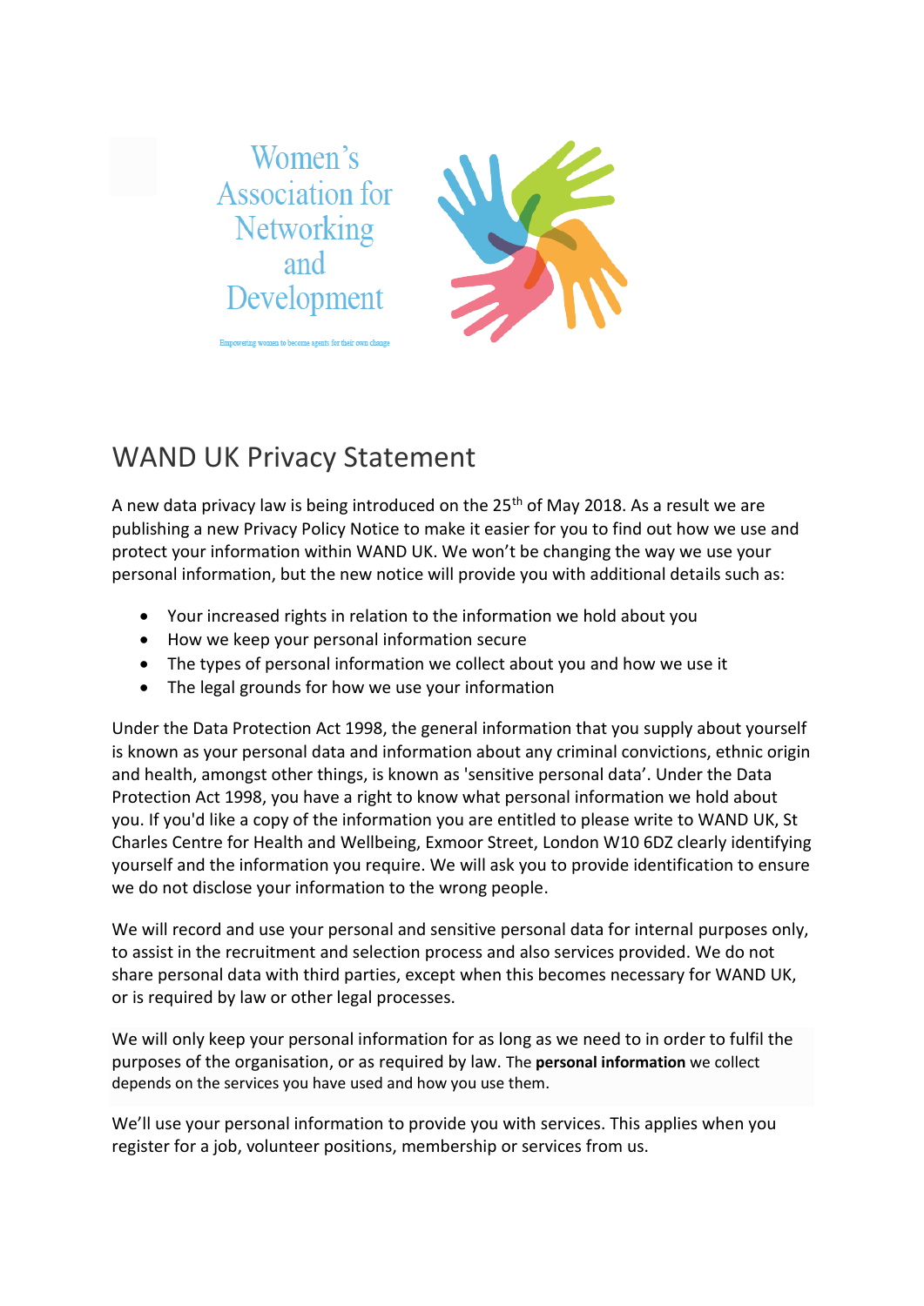Women's Association for Networking and Development

Empowering women to become agents for their own change

# WAND UK Privacy Statement

A new data privacy law is being introduced on the 25th of May 2018. As a result we are publishing a new Privacy Policy Notice to make it easier for you to find out how we use and protect your information within WAND UK. We won't be changing the way we use your personal information, but the new notice will provide you with additional details such as:

- Your increased rights in relation to the information we hold about you
- How we keep your personal information secure
- The types of personal information we collect about you and how we use it
- The legal grounds for how we use your information

Under the Data Protection Act 1998, the general information that you supply about yourself is known as your personal data and information about any criminal convictions, ethnic origin and health, amongst other things, is known as 'sensitive personal data'. Under the Data Protection Act 1998, you have a right to know what personal information we hold about you. If you'd like a copy of the information you are entitled to please write to WAND UK, St Charles Centre for Health and Wellbeing, Exmoor Street, London W10 6DZ clearly identifying yourself and the information you require. We will ask you to provide identification to ensure we do not disclose your information to the wrong people.

We will record and use your personal and sensitive personal data for internal purposes only, to assist in the recruitment and selection process and also services provided. We do not share personal data with third parties, except when this becomes necessary for WAND UK, or is required by law or other legal processes.

We will only keep your personal information for as long as we need to in order to fulfil the purposes of the organisation, or as required by law. The **personal information** we collect depends on the services you have used and how you use them.

We'll use your personal information to provide you with services. This applies when you register for a job, volunteer positions, membership or services from us.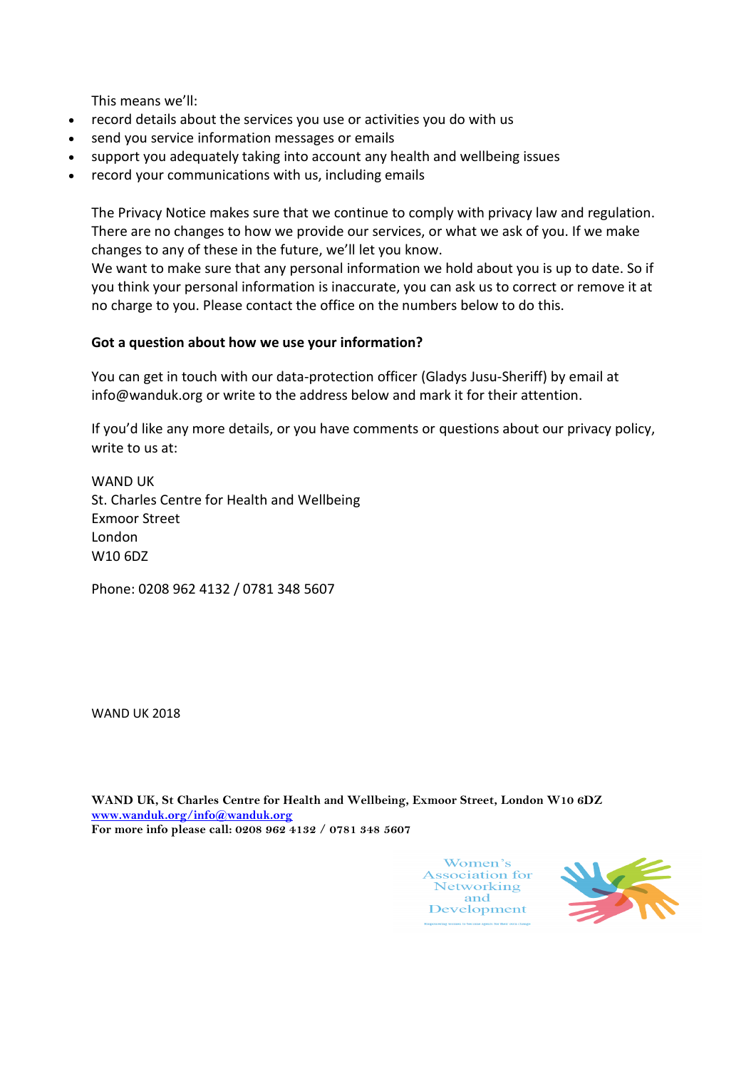This means we'll:

- record details about the services you use or activities you do with us
- send you service information messages or emails
- support you adequately taking into account any health and wellbeing issues
- record your communications with us, including emails

The Privacy Notice makes sure that we continue to comply with privacy law and regulation. There are no changes to how we provide our services, or what we ask of you. If we make changes to any of these in the future, we'll let you know.
We want to make sure that any personal information we hold about you is up to date. So if you think your personal information is inaccurate, you can ask us to correct or remove it at no charge to you. Please contact the office on the numbers below to do this.

**Got a question about how we use your information?**

You can get in touch with our data-protection officer (Gladys Jusu-Sheriff) by email at info@wanduk.org or write to the address below and mark it for their attention.

If you'd like any more details, or you have comments or questions about our privacy policy, write to us at:

WAND UK
St. Charles Centre for Health and Wellbeing
Exmoor Street
London
W10 6DZ

Phone: 0208 962 4132 / 0781 348 5607

WAND UK 2018

**WAND UK, St Charles Centre for Health and Wellbeing, Exmoor Street, London W10 6DZ**
[www.wanduk.org/info@wanduk.org](http://www.wanduk.org/info@wanduk.org)
**For more info please call: 0208 962 4132 / 0781 348 5607**

Women's Association for Networking and Development